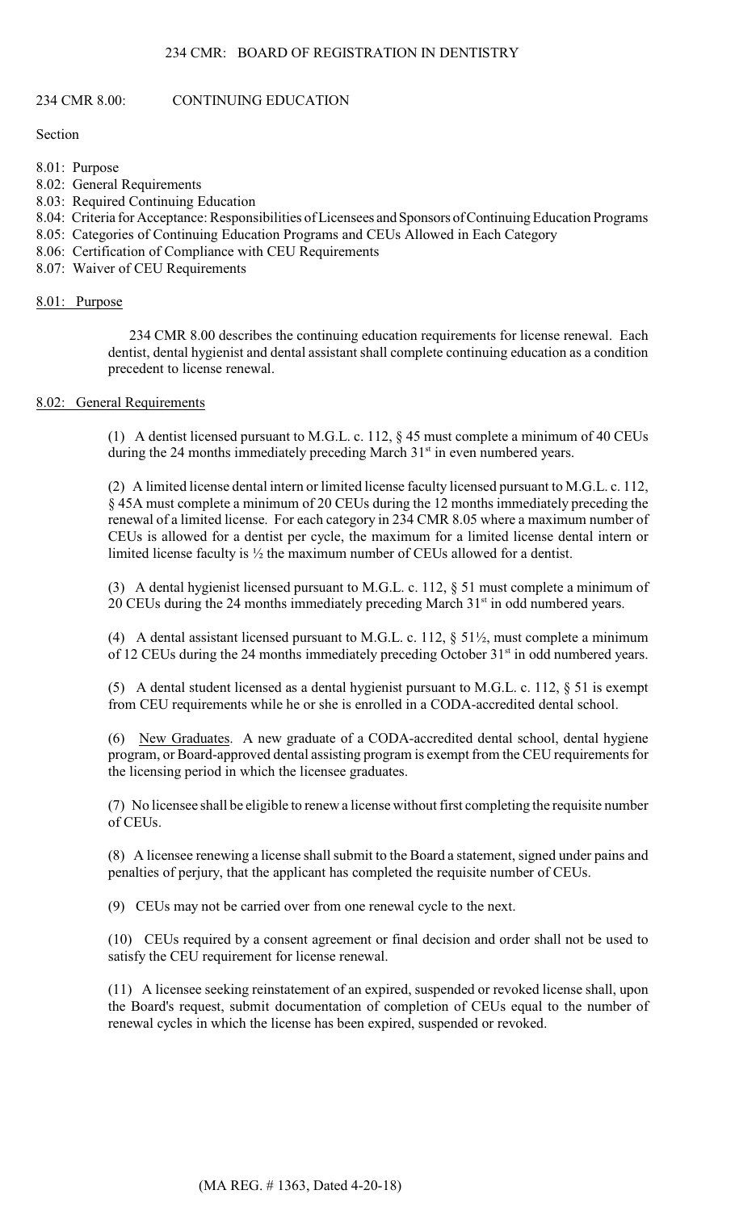# 234 CMR: BOARD OF REGISTRATION IN DENTISTRY

## 234 CMR 8.00: CONTINUING EDUCATION

Section

- 8.01: Purpose
- 8.02: General Requirements
- 8.03: Required Continuing Education
- 8.04: Criteria for Acceptance: Responsibilities of Licensees and Sponsors of Continuing Education Programs
- 8.05: Categories of Continuing Education Programs and CEUs Allowed in Each Category
- 8.06: Certification of Compliance with CEU Requirements
- 8.07: Waiver of CEU Requirements

### 8.01: Purpose

234 CMR 8.00 describes the continuing education requirements for license renewal. Each dentist, dental hygienist and dental assistant shall complete continuing education as a condition precedent to license renewal.

### 8.02: General Requirements

(1) A dentist licensed pursuant to M.G.L. c. 112, § 45 must complete a minimum of 40 CEUs during the 24 months immediately preceding March 31st in even numbered years.

(2) A limited license dental intern or limited license faculty licensed pursuant to M.G.L. c. 112, § 45A must complete a minimum of 20 CEUs during the 12 months immediately preceding the renewal of a limited license. For each category in 234 CMR 8.05 where a maximum number of CEUs is allowed for a dentist per cycle, the maximum for a limited license dental intern or limited license faculty is ½ the maximum number of CEUs allowed for a dentist.

(3) A dental hygienist licensed pursuant to M.G.L. c. 112, § 51 must complete a minimum of 20 CEUs during the 24 months immediately preceding March 31st in odd numbered years.

(4) A dental assistant licensed pursuant to M.G.L. c. 112, § 51½, must complete a minimum of 12 CEUs during the 24 months immediately preceding October 31st in odd numbered years.

(5) A dental student licensed as a dental hygienist pursuant to M.G.L. c. 112, § 51 is exempt from CEU requirements while he or she is enrolled in a CODA-accredited dental school.

(6) New Graduates. A new graduate of a CODA-accredited dental school, dental hygiene program, or Board-approved dental assisting program is exempt from the CEU requirements for the licensing period in which the licensee graduates.

(7) No licensee shall be eligible to renew a license without first completing the requisite number of CEUs.

(8) A licensee renewing a license shall submit to the Board a statement, signed under pains and penalties of perjury, that the applicant has completed the requisite number of CEUs.

(9) CEUs may not be carried over from one renewal cycle to the next.

(10) CEUs required by a consent agreement or final decision and order shall not be used to satisfy the CEU requirement for license renewal.

(11) A licensee seeking reinstatement of an expired, suspended or revoked license shall, upon the Board's request, submit documentation of completion of CEUs equal to the number of renewal cycles in which the license has been expired, suspended or revoked.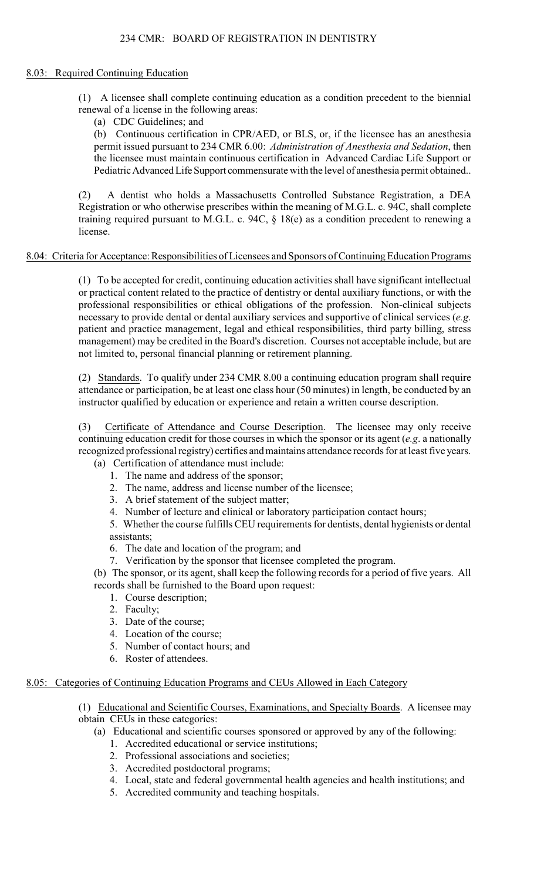## 8.03: Required Continuing Education

(1) A licensee shall complete continuing education as a condition precedent to the biennial renewal of a license in the following areas:

(a) CDC Guidelines; and

(b) Continuous certification in CPR/AED, or BLS, or, if the licensee has an anesthesia permit issued pursuant to 234 CMR 6.00: *Administration of Anesthesia and Sedation*, then the licensee must maintain continuous certification in Advanced Cardiac Life Support or Pediatric Advanced Life Support commensurate with the level of anesthesia permit obtained..

(2) A dentist who holds a Massachusetts Controlled Substance Registration, a DEA Registration or who otherwise prescribes within the meaning of M.G.L. c. 94C, shall complete training required pursuant to M.G.L. c. 94C, § 18(e) as a condition precedent to renewing a license.

## 8.04: Criteria for Acceptance: Responsibilities of Licensees and Sponsors of Continuing Education Programs

(1) To be accepted for credit, continuing education activities shall have significant intellectual or practical content related to the practice of dentistry or dental auxiliary functions, or with the professional responsibilities or ethical obligations of the profession. Non-clinical subjects necessary to provide dental or dental auxiliary services and supportive of clinical services (*e.g*. patient and practice management, legal and ethical responsibilities, third party billing, stress management) may be credited in the Board's discretion. Courses not acceptable include, but are not limited to, personal financial planning or retirement planning.

(2) Standards. To qualify under 234 CMR 8.00 a continuing education program shall require attendance or participation, be at least one class hour (50 minutes) in length, be conducted by an instructor qualified by education or experience and retain a written course description.

(3) Certificate of Attendance and Course Description. The licensee may only receive continuing education credit for those courses in which the sponsor or its agent (*e.g*. a nationally recognized professional registry) certifies and maintains attendance records for at least five years.

(a) Certification of attendance must include:

1. The name and address of the sponsor;
2. The name, address and license number of the licensee;
3. A brief statement of the subject matter;
4. Number of lecture and clinical or laboratory participation contact hours;
5. Whether the course fulfills CEU requirements for dentists, dental hygienists or dental assistants;
6. The date and location of the program; and
7. Verification by the sponsor that licensee completed the program.

(b) The sponsor, or its agent, shall keep the following records for a period of five years. All records shall be furnished to the Board upon request:

1. Course description;
2. Faculty;
3. Date of the course;
4. Location of the course;
5. Number of contact hours; and
6. Roster of attendees.

## 8.05: Categories of Continuing Education Programs and CEUs Allowed in Each Category

(1) Educational and Scientific Courses, Examinations, and Specialty Boards. A licensee may obtain CEUs in these categories:

(a) Educational and scientific courses sponsored or approved by any of the following:

1. Accredited educational or service institutions;
2. Professional associations and societies;
3. Accredited postdoctoral programs;
4. Local, state and federal governmental health agencies and health institutions; and
5. Accredited community and teaching hospitals.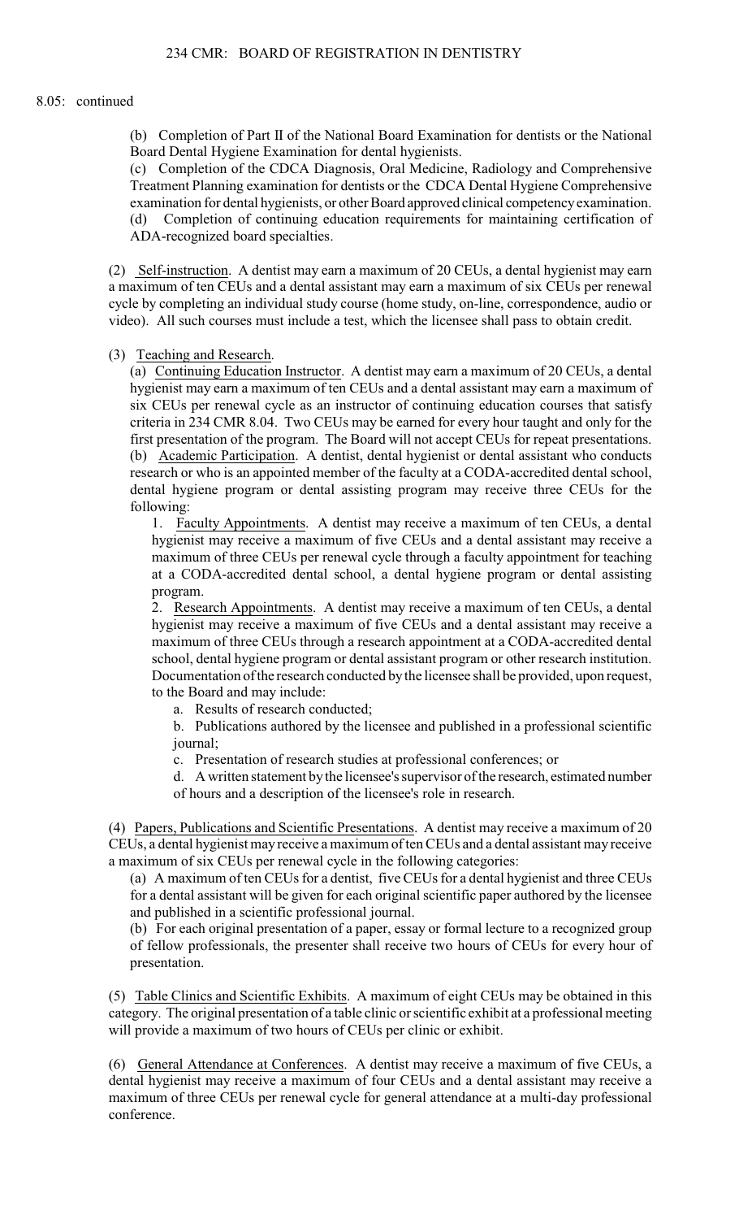8.05: continued

(b) Completion of Part II of the National Board Examination for dentists or the National Board Dental Hygiene Examination for dental hygienists.

(c) Completion of the CDCA Diagnosis, Oral Medicine, Radiology and Comprehensive Treatment Planning examination for dentists or the CDCA Dental Hygiene Comprehensive examination for dental hygienists, or other Board approved clinical competency examination.

(d) Completion of continuing education requirements for maintaining certification of ADA-recognized board specialties.

(2) Self-instruction. A dentist may earn a maximum of 20 CEUs, a dental hygienist may earn a maximum of ten CEUs and a dental assistant may earn a maximum of six CEUs per renewal cycle by completing an individual study course (home study, on-line, correspondence, audio or video). All such courses must include a test, which the licensee shall pass to obtain credit.

(3) Teaching and Research.

(a) Continuing Education Instructor. A dentist may earn a maximum of 20 CEUs, a dental hygienist may earn a maximum of ten CEUs and a dental assistant may earn a maximum of six CEUs per renewal cycle as an instructor of continuing education courses that satisfy criteria in 234 CMR 8.04. Two CEUs may be earned for every hour taught and only for the first presentation of the program. The Board will not accept CEUs for repeat presentations.

(b) Academic Participation. A dentist, dental hygienist or dental assistant who conducts research or who is an appointed member of the faculty at a CODA-accredited dental school, dental hygiene program or dental assisting program may receive three CEUs for the following:

1. Faculty Appointments. A dentist may receive a maximum of ten CEUs, a dental hygienist may receive a maximum of five CEUs and a dental assistant may receive a maximum of three CEUs per renewal cycle through a faculty appointment for teaching at a CODA-accredited dental school, a dental hygiene program or dental assisting program.

2. Research Appointments. A dentist may receive a maximum of ten CEUs, a dental hygienist may receive a maximum of five CEUs and a dental assistant may receive a maximum of three CEUs through a research appointment at a CODA-accredited dental school, dental hygiene program or dental assistant program or other research institution. Documentation of the research conducted by the licensee shall be provided, upon request, to the Board and may include:

a. Results of research conducted;

b. Publications authored by the licensee and published in a professional scientific journal;

c. Presentation of research studies at professional conferences; or

d. A written statement by the licensee's supervisor of the research, estimated number of hours and a description of the licensee's role in research.

(4) Papers, Publications and Scientific Presentations. A dentist may receive a maximum of 20 CEUs, a dental hygienist may receive a maximum of ten CEUs and a dental assistant may receive a maximum of six CEUs per renewal cycle in the following categories:

(a) A maximum of ten CEUs for a dentist, five CEUs for a dental hygienist and three CEUs for a dental assistant will be given for each original scientific paper authored by the licensee and published in a scientific professional journal.

(b) For each original presentation of a paper, essay or formal lecture to a recognized group of fellow professionals, the presenter shall receive two hours of CEUs for every hour of presentation.

(5) Table Clinics and Scientific Exhibits. A maximum of eight CEUs may be obtained in this category. The original presentation of a table clinic or scientific exhibit at a professional meeting will provide a maximum of two hours of CEUs per clinic or exhibit.

(6) General Attendance at Conferences. A dentist may receive a maximum of five CEUs, a dental hygienist may receive a maximum of four CEUs and a dental assistant may receive a maximum of three CEUs per renewal cycle for general attendance at a multi-day professional conference.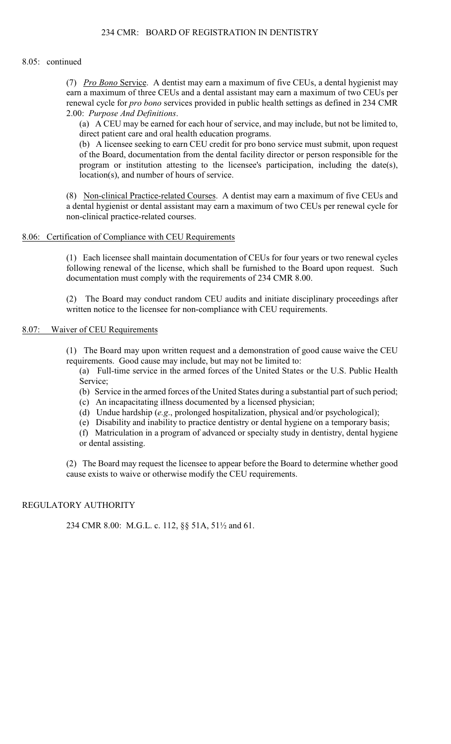8.05: continued

(7) *Pro Bono* Service. A dentist may earn a maximum of five CEUs, a dental hygienist may earn a maximum of three CEUs and a dental assistant may earn a maximum of two CEUs per renewal cycle for *pro bono* services provided in public health settings as defined in 234 CMR 2.00: *Purpose And Definitions*.

(a) A CEU may be earned for each hour of service, and may include, but not be limited to, direct patient care and oral health education programs.

(b) A licensee seeking to earn CEU credit for pro bono service must submit, upon request of the Board, documentation from the dental facility director or person responsible for the program or institution attesting to the licensee's participation, including the date(s), location(s), and number of hours of service.

(8) Non-clinical Practice-related Courses. A dentist may earn a maximum of five CEUs and a dental hygienist or dental assistant may earn a maximum of two CEUs per renewal cycle for non-clinical practice-related courses.

## 8.06: Certification of Compliance with CEU Requirements

(1) Each licensee shall maintain documentation of CEUs for four years or two renewal cycles following renewal of the license, which shall be furnished to the Board upon request. Such documentation must comply with the requirements of 234 CMR 8.00.

(2) The Board may conduct random CEU audits and initiate disciplinary proceedings after written notice to the licensee for non-compliance with CEU requirements.

## 8.07: Waiver of CEU Requirements

(1) The Board may upon written request and a demonstration of good cause waive the CEU requirements. Good cause may include, but may not be limited to:

(a) Full-time service in the armed forces of the United States or the U.S. Public Health Service;

(b) Service in the armed forces of the United States during a substantial part of such period;

(c) An incapacitating illness documented by a licensed physician;

(d) Undue hardship (*e.g*., prolonged hospitalization, physical and/or psychological);

(e) Disability and inability to practice dentistry or dental hygiene on a temporary basis;

(f) Matriculation in a program of advanced or specialty study in dentistry, dental hygiene or dental assisting.

(2) The Board may request the licensee to appear before the Board to determine whether good cause exists to waive or otherwise modify the CEU requirements.

## REGULATORY AUTHORITY

234 CMR 8.00: M.G.L. c. 112, §§ 51A, 51½ and 61.